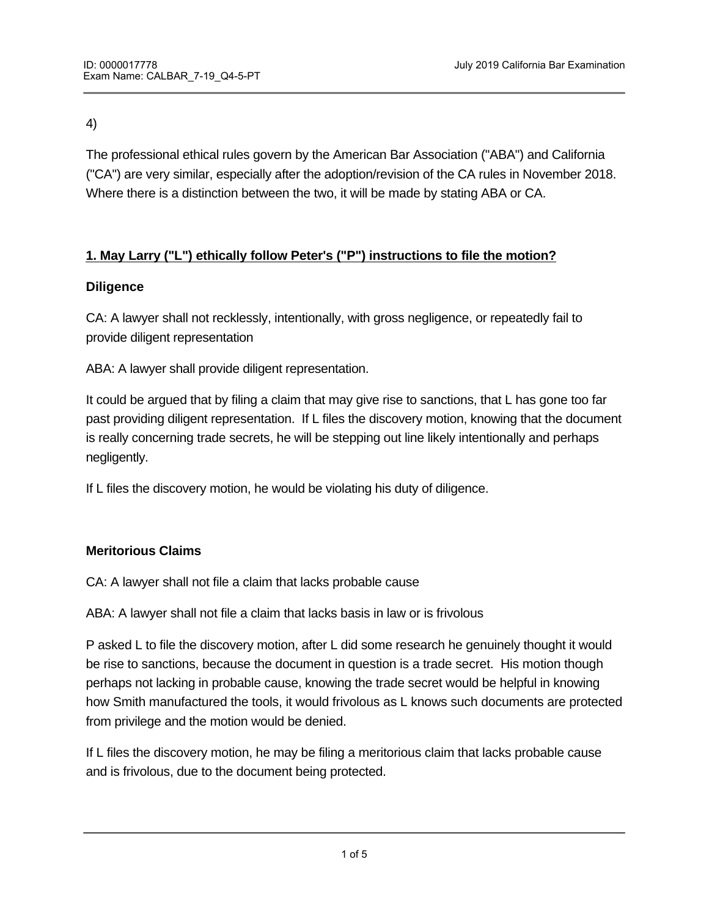4)

The professional ethical rules govern by the American Bar Association ("ABA") and California ("CA") are very similar, especially after the adoption/revision of the CA rules in November 2018. Where there is a distinction between the two, it will be made by stating ABA or CA.

**1. May Larry ("L") ethically follow Peter's ("P") instructions to file the motion?**

**Diligence**

CA: A lawyer shall not recklessly, intentionally, with gross negligence, or repeatedly fail to provide diligent representation

ABA: A lawyer shall provide diligent representation.

It could be argued that by filing a claim that may give rise to sanctions, that L has gone too far past providing diligent representation. If L files the discovery motion, knowing that the document is really concerning trade secrets, he will be stepping out line likely intentionally and perhaps negligently.

If L files the discovery motion, he would be violating his duty of diligence.

**Meritorious Claims**

CA: A lawyer shall not file a claim that lacks probable cause

ABA: A lawyer shall not file a claim that lacks basis in law or is frivolous

P asked L to file the discovery motion, after L did some research he genuinely thought it would be rise to sanctions, because the document in question is a trade secret. His motion though perhaps not lacking in probable cause, knowing the trade secret would be helpful in knowing how Smith manufactured the tools, it would frivolous as L knows such documents are protected from privilege and the motion would be denied.

If L files the discovery motion, he may be filing a meritorious claim that lacks probable cause and is frivolous, due to the document being protected.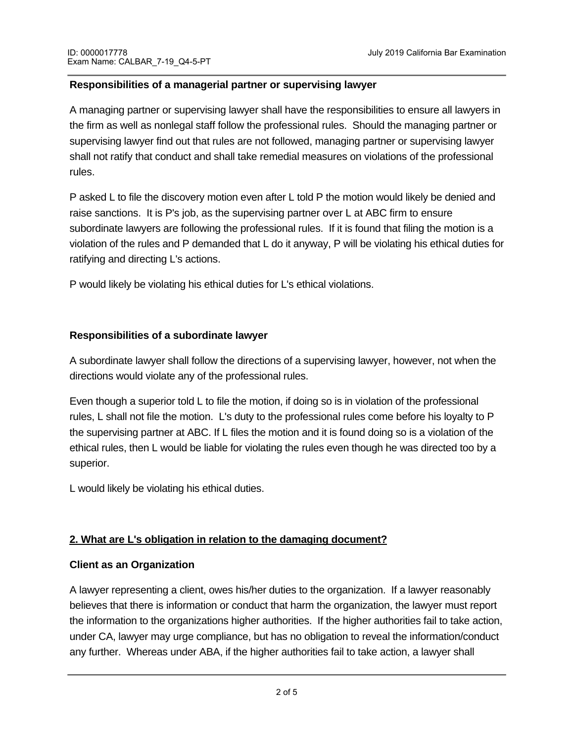**Responsibilities of a managerial partner or supervising lawyer**

A managing partner or supervising lawyer shall have the responsibilities to ensure all lawyers in the firm as well as nonlegal staff follow the professional rules. Should the managing partner or supervising lawyer find out that rules are not followed, managing partner or supervising lawyer shall not ratify that conduct and shall take remedial measures on violations of the professional rules.

P asked L to file the discovery motion even after L told P the motion would likely be denied and raise sanctions. It is P's job, as the supervising partner over L at ABC firm to ensure subordinate lawyers are following the professional rules. If it is found that filing the motion is a violation of the rules and P demanded that L do it anyway, P will be violating his ethical duties for ratifying and directing L's actions.

P would likely be violating his ethical duties for L's ethical violations.

**Responsibilities of a subordinate lawyer**

A subordinate lawyer shall follow the directions of a supervising lawyer, however, not when the directions would violate any of the professional rules.

Even though a superior told L to file the motion, if doing so is in violation of the professional rules, L shall not file the motion. L's duty to the professional rules come before his loyalty to P the supervising partner at ABC. If L files the motion and it is found doing so is a violation of the ethical rules, then L would be liable for violating the rules even though he was directed too by a superior.

L would likely be violating his ethical duties.

**<u>2. What are L's obligation in relation to the damaging document?</u>**

**Client as an Organization**

A lawyer representing a client, owes his/her duties to the organization. If a lawyer reasonably believes that there is information or conduct that harm the organization, the lawyer must report the information to the organizations higher authorities. If the higher authorities fail to take action, under CA, lawyer may urge compliance, but has no obligation to reveal the information/conduct any further. Whereas under ABA, if the higher authorities fail to take action, a lawyer shall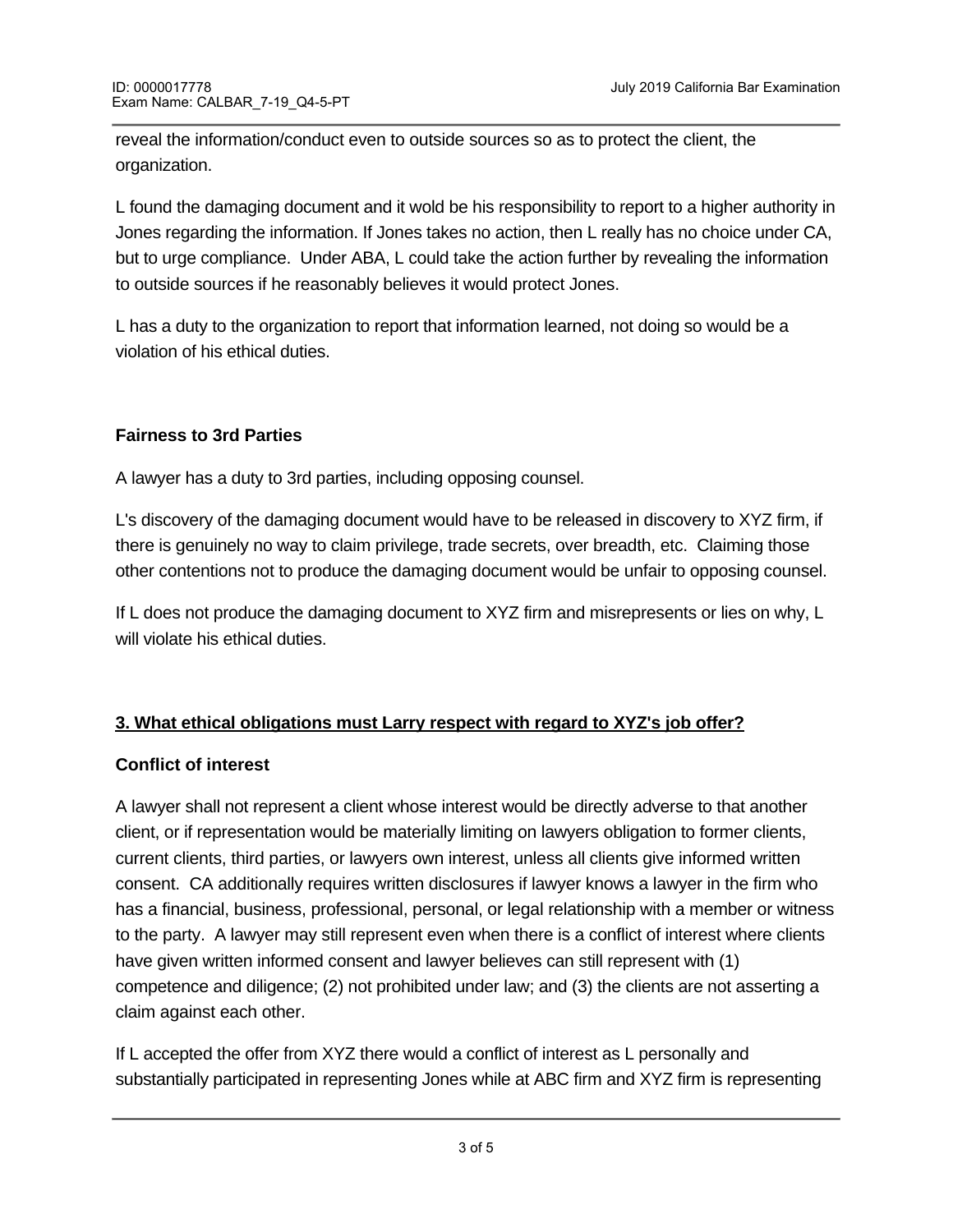reveal the information/conduct even to outside sources so as to protect the client, the organization.

L found the damaging document and it wold be his responsibility to report to a higher authority in Jones regarding the information. If Jones takes no action, then L really has no choice under CA, but to urge compliance. Under ABA, L could take the action further by revealing the information to outside sources if he reasonably believes it would protect Jones.

L has a duty to the organization to report that information learned, not doing so would be a violation of his ethical duties.

**Fairness to 3rd Parties**

A lawyer has a duty to 3rd parties, including opposing counsel.

L's discovery of the damaging document would have to be released in discovery to XYZ firm, if there is genuinely no way to claim privilege, trade secrets, over breadth, etc. Claiming those other contentions not to produce the damaging document would be unfair to opposing counsel.

If L does not produce the damaging document to XYZ firm and misrepresents or lies on why, L will violate his ethical duties.

**3. What ethical obligations must Larry respect with regard to XYZ's job offer?**

**Conflict of interest**

A lawyer shall not represent a client whose interest would be directly adverse to that another client, or if representation would be materially limiting on lawyers obligation to former clients, current clients, third parties, or lawyers own interest, unless all clients give informed written consent. CA additionally requires written disclosures if lawyer knows a lawyer in the firm who has a financial, business, professional, personal, or legal relationship with a member or witness to the party. A lawyer may still represent even when there is a conflict of interest where clients have given written informed consent and lawyer believes can still represent with (1) competence and diligence; (2) not prohibited under law; and (3) the clients are not asserting a claim against each other.

If L accepted the offer from XYZ there would a conflict of interest as L personally and substantially participated in representing Jones while at ABC firm and XYZ firm is representing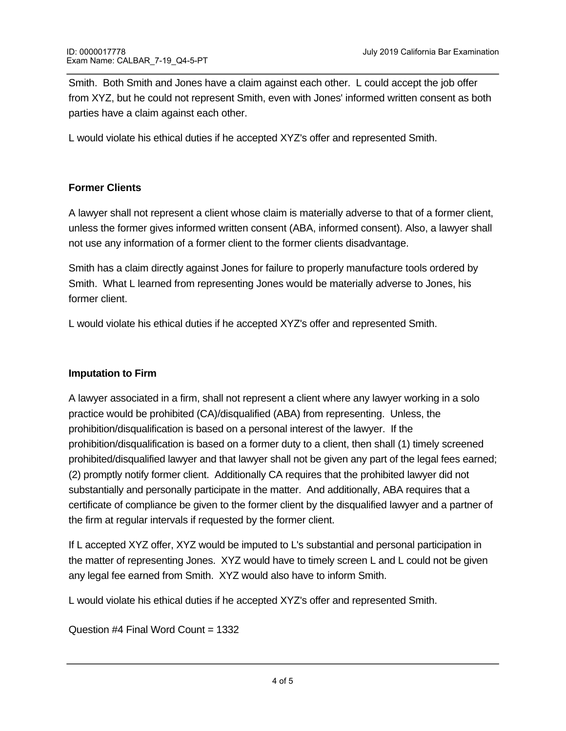Smith. Both Smith and Jones have a claim against each other. L could accept the job offer from XYZ, but he could not represent Smith, even with Jones' informed written consent as both parties have a claim against each other.

L would violate his ethical duties if he accepted XYZ's offer and represented Smith.

**Former Clients**

A lawyer shall not represent a client whose claim is materially adverse to that of a former client, unless the former gives informed written consent (ABA, informed consent). Also, a lawyer shall not use any information of a former client to the former clients disadvantage.

Smith has a claim directly against Jones for failure to properly manufacture tools ordered by Smith. What L learned from representing Jones would be materially adverse to Jones, his former client.

L would violate his ethical duties if he accepted XYZ's offer and represented Smith.

**Imputation to Firm**

A lawyer associated in a firm, shall not represent a client where any lawyer working in a solo practice would be prohibited (CA)/disqualified (ABA) from representing. Unless, the prohibition/disqualification is based on a personal interest of the lawyer. If the prohibition/disqualification is based on a former duty to a client, then shall (1) timely screened prohibited/disqualified lawyer and that lawyer shall not be given any part of the legal fees earned; (2) promptly notify former client. Additionally CA requires that the prohibited lawyer did not substantially and personally participate in the matter. And additionally, ABA requires that a certificate of compliance be given to the former client by the disqualified lawyer and a partner of the firm at regular intervals if requested by the former client.

If L accepted XYZ offer, XYZ would be imputed to L's substantial and personal participation in the matter of representing Jones. XYZ would have to timely screen L and L could not be given any legal fee earned from Smith. XYZ would also have to inform Smith.

L would violate his ethical duties if he accepted XYZ's offer and represented Smith.

Question #4 Final Word Count = 1332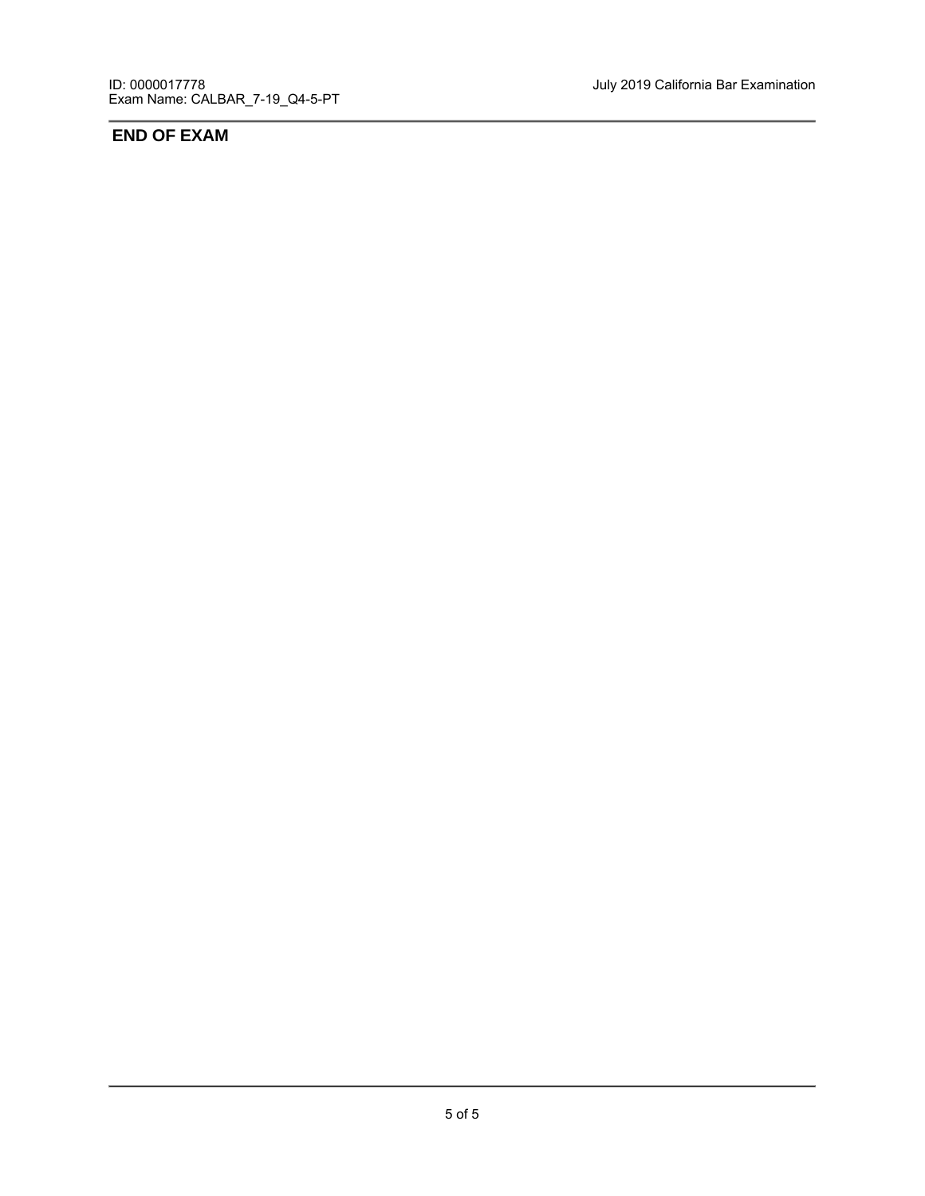**END OF EXAM**